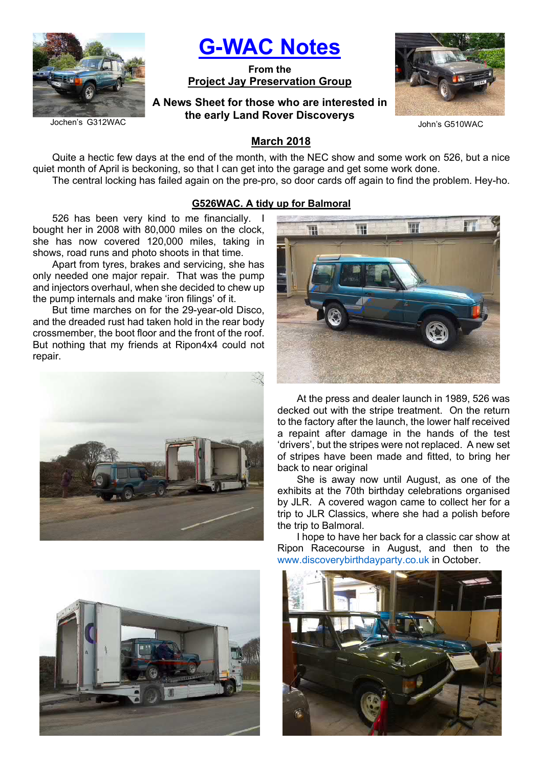# G-WAC Notes

**From the**
**Project Jay Preservation Group**

**A News Sheet for those who are interested in the early Land Rover Discoverys**

Jochen's G312WAC

John's G510WAC

## March 2018

Quite a hectic few days at the end of the month, with the NEC show and some work on 526, but a nice quiet month of April is beckoning, so that I can get into the garage and get some work done.

The central locking has failed again on the pre-pro, so door cards off again to find the problem. Hey-ho.

### G526WAC. A tidy up for Balmoral

526 has been very kind to me financially. I bought her in 2008 with 80,000 miles on the clock, she has now covered 120,000 miles, taking in shows, road runs and photo shoots in that time.

Apart from tyres, brakes and servicing, she has only needed one major repair. That was the pump and injectors overhaul, when she decided to chew up the pump internals and make 'iron filings' of it.

But time marches on for the 29-year-old Disco, and the dreaded rust had taken hold in the rear body crossmember, the boot floor and the front of the roof. But nothing that my friends at Ripon4x4 could not repair.

At the press and dealer launch in 1989, 526 was decked out with the stripe treatment. On the return to the factory after the launch, the lower half received a repair after damage in the hands of the test 'drivers', but the stripes were not replaced. A new set of stripes have been made and fitted, to bring her back to near original

She is away now until August, as one of the exhibits at the 70th birthday celebrations organised by JLR. A covered wagon came to collect her for a trip to JLR Classics, where she had a polish before the trip to Balmoral.

I hope to have her back for a classic car show at Ripon Racecourse in August, and then to the www.discoverybirthdayparty.co.uk in October.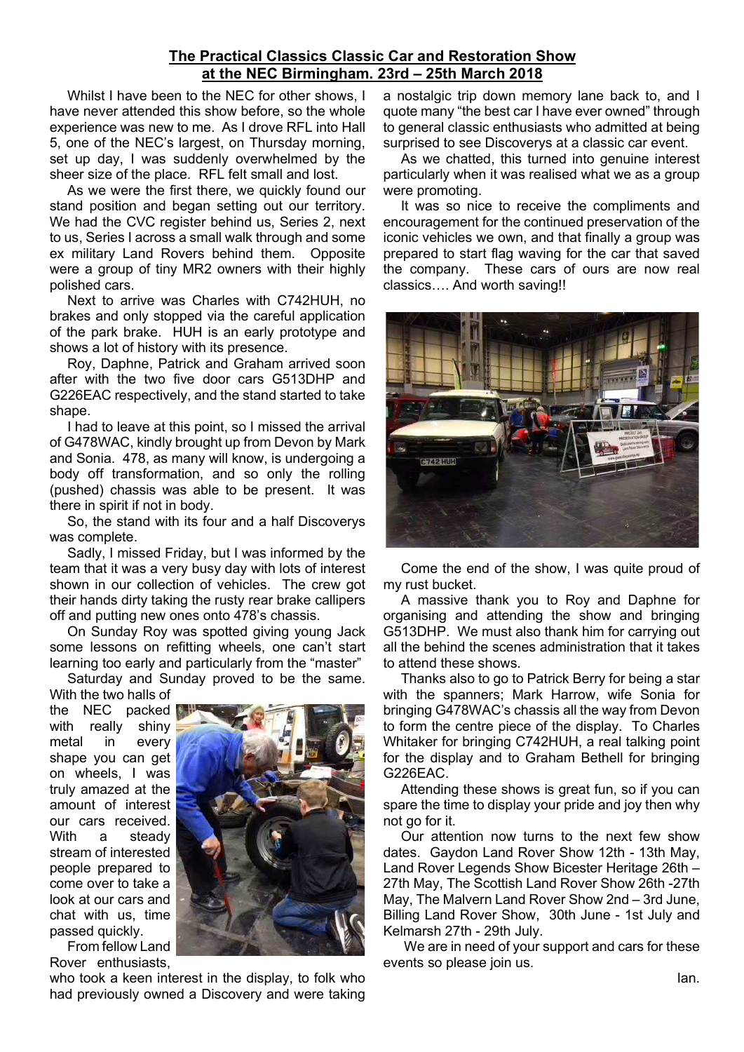## The Practical Classics Classic Car and Restoration Show at the NEC Birmingham. 23rd – 25th March 2018

Whilst I have been to the NEC for other shows, I have never attended this show before, so the whole experience was new to me. As I drove RFL into Hall 5, one of the NEC's largest, on Thursday morning, set up day, I was suddenly overwhelmed by the sheer size of the place. RFL felt small and lost.

As we were the first there, we quickly found our stand position and began setting out our territory. We had the CVC register behind us, Series 2, next to us, Series I across a small walk through and some ex military Land Rovers behind them. Opposite were a group of tiny MR2 owners with their highly polished cars.

Next to arrive was Charles with C742HUH, no brakes and only stopped via the careful application of the park brake. HUH is an early prototype and shows a lot of history with its presence.

Roy, Daphne, Patrick and Graham arrived soon after with the two five door cars G513DHP and G226EAC respectively, and the stand started to take shape.

I had to leave at this point, so I missed the arrival of G478WAC, kindly brought up from Devon by Mark and Sonia. 478, as many will know, is undergoing a body off transformation, and so only the rolling (pushed) chassis was able to be present. It was there in spirit if not in body.

So, the stand with its four and a half Discoverys was complete.

Sadly, I missed Friday, but I was informed by the team that it was a very busy day with lots of interest shown in our collection of vehicles. The crew got their hands dirty taking the rusty rear brake callipers off and putting new ones onto 478's chassis.

On Sunday Roy was spotted giving young Jack some lessons on refitting wheels, one can't start learning too early and particularly from the "master"

Saturday and Sunday proved to be the same. With the two halls of the NEC packed with really shiny metal in every shape you can get on wheels, I was truly amazed at the amount of interest our cars received. With a steady stream of interested people prepared to come over to take a look at our cars and chat with us, time passed quickly.

From fellow Land Rover enthusiasts, who took a keen interest in the display, to folk who had previously owned a Discovery and were taking a nostalgic trip down memory lane back to, and I quote many "the best car I have ever owned" through to general classic enthusiasts who admitted at being surprised to see Discoverys at a classic car event.

As we chatted, this turned into genuine interest particularly when it was realised what we as a group were promoting.

It was so nice to receive the compliments and encouragement for the continued preservation of the iconic vehicles we own, and that finally a group was prepared to start flag waving for the car that saved the company. These cars of ours are now real classics…. And worth saving!!

Come the end of the show, I was quite proud of my rust bucket.

A massive thank you to Roy and Daphne for organising and attending the show and bringing G513DHP. We must also thank him for carrying out all the behind the scenes administration that it takes to attend these shows.

Thanks also to go to Patrick Berry for being a star with the spanners; Mark Harrow, wife Sonia for bringing G478WAC's chassis all the way from Devon to form the centre piece of the display. To Charles Whitaker for bringing C742HUH, a real talking point for the display and to Graham Bethell for bringing G226EAC.

Attending these shows is great fun, so if you can spare the time to display your pride and joy then why not go for it.

Our attention now turns to the next few show dates. Gaydon Land Rover Show 12th - 13th May, Land Rover Legends Show Bicester Heritage 26th – 27th May, The Scottish Land Rover Show 26th -27th May, The Malvern Land Rover Show 2nd – 3rd June, Billing Land Rover Show, 30th June - 1st July and Kelmarsh 27th - 29th July.

We are in need of your support and cars for these events so please join us.

Ian.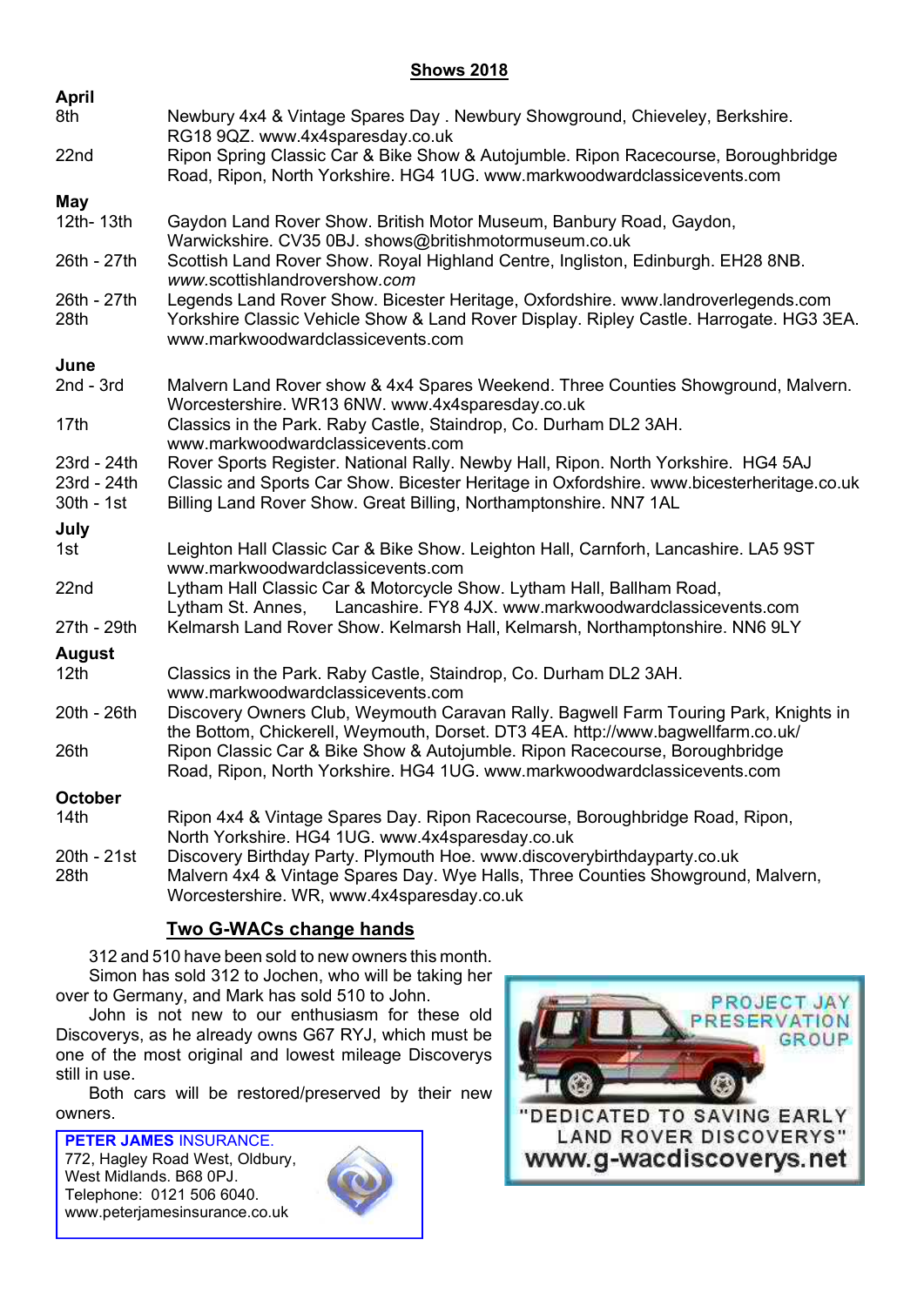## Shows 2018

**April**

| | |
|---|---|
| 8th | Newbury 4x4 & Vintage Spares Day . Newbury Showground, Chieveley, Berkshire. RG18 9QZ. www.4x4sparesday.co.uk |
| 22nd | Ripon Spring Classic Car & Bike Show & Autojumble. Ripon Racecourse, Boroughbridge Road, Ripon, North Yorkshire. HG4 1UG. www.markwoodwardclassicevents.com |

**May**

| | |
|---|---|
| 12th- 13th | Gaydon Land Rover Show. British Motor Museum, Banbury Road, Gaydon, Warwickshire. CV35 0BJ. shows@britishmotormuseum.co.uk |
| 26th - 27th | Scottish Land Rover Show. Royal Highland Centre, Ingliston, Edinburgh. EH28 8NB. *www.*scottishlandrovershow.*com* |
| 26th - 27th | Legends Land Rover Show. Bicester Heritage, Oxfordshire. www.landroverlegends.com |
| 28th | Yorkshire Classic Vehicle Show & Land Rover Display. Ripley Castle. Harrogate. HG3 3EA. www.markwoodwardclassicevents.com |

**June**

| | |
|---|---|
| 2nd - 3rd | Malvern Land Rover show & 4x4 Spares Weekend. Three Counties Showground, Malvern. Worcestershire. WR13 6NW. www.4x4sparesday.co.uk |
| 17th | Classics in the Park. Raby Castle, Staindrop, Co. Durham DL2 3AH. www.markwoodwardclassicevents.com |
| 23rd - 24th | Rover Sports Register. National Rally. Newby Hall, Ripon. North Yorkshire. HG4 5AJ |
| 23rd - 24th | Classic and Sports Car Show. Bicester Heritage in Oxfordshire. www.bicesterheritage.co.uk |
| 30th - 1st | Billing Land Rover Show. Great Billing, Northamptonshire. NN7 1AL |

**July**

| | |
|---|---|
| 1st | Leighton Hall Classic Car & Bike Show. Leighton Hall, Carnforh, Lancashire. LA5 9ST www.markwoodwardclassicevents.com |
| 22nd | Lytham Hall Classic Car & Motorcycle Show. Lytham Hall, Ballham Road, Lytham St. Annes, Lancashire. FY8 4JX. www.markwoodwardclassicevents.com |
| 27th - 29th | Kelmarsh Land Rover Show. Kelmarsh Hall, Kelmarsh, Northamptonshire. NN6 9LY |

**August**

| | |
|---|---|
| 12th | Classics in the Park. Raby Castle, Staindrop, Co. Durham DL2 3AH. www.markwoodwardclassicevents.com |
| 20th - 26th | Discovery Owners Club, Weymouth Caravan Rally. Bagwell Farm Touring Park, Knights in the Bottom, Chickerell, Weymouth, Dorset. DT3 4EA. http://www.bagwellfarm.co.uk/ |
| 26th | Ripon Classic Car & Bike Show & Autojumble. Ripon Racecourse, Boroughbridge Road, Ripon, North Yorkshire. HG4 1UG. www.markwoodwardclassicevents.com |

**October**

| | |
|---|---|
| 14th | Ripon 4x4 & Vintage Spares Day. Ripon Racecourse, Boroughbridge Road, Ripon, North Yorkshire. HG4 1UG. www.4x4sparesday.co.uk |
| 20th - 21st | Discovery Birthday Party. Plymouth Hoe. www.discoverybirthdayparty.co.uk |
| 28th | Malvern 4x4 & Vintage Spares Day. Wye Halls, Three Counties Showground, Malvern, Worcestershire. WR, www.4x4sparesday.co.uk |

## Two G-WACs change hands

312 and 510 have been sold to new owners this month. Simon has sold 312 to Jochen, who will be taking her over to Germany, and Mark has sold 510 to John.

John is not new to our enthusiasm for these old Discoverys, as he already owns G67 RYJ, which must be one of the most original and lowest mileage Discoverys still in use.

Both cars will be restored/preserved by their new owners.

**PETER JAMES** INSURANCE.
772, Hagley Road West, Oldbury,
West Midlands. B68 0PJ.
Telephone: 0121 506 6040.
www.peterjamesinsurance.co.uk

PROJECT JAY PRESERVATION GROUP

"DEDICATED TO SAVING EARLY LAND ROVER DISCOVERYS"

www.g-wacdiscoverys.net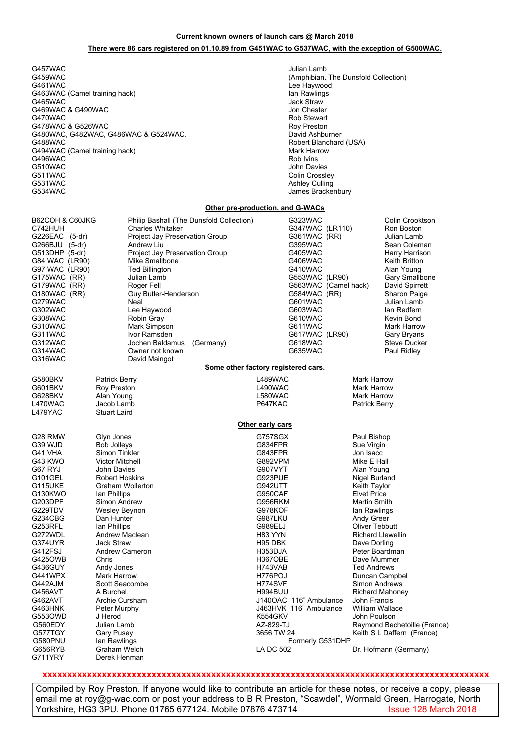**Current known owners of launch cars @ March 2018**

**There were 86 cars registered on 01.10.89 from G451WAC to G537WAC, with the exception of G500WAC.**

| | |
|---|---|
| G457WAC | Julian Lamb |
| G459WAC | (Amphibian. The Dunsfold Collection) |
| G461WAC | Lee Haywood |
| G463WAC (Camel training hack) | Ian Rawlings |
| G465WAC | Jack Straw |
| G469WAC & G490WAC | Jon Chester |
| G470WAC | Rob Stewart |
| G478WAC & G526WAC | Roy Preston |
| G480WAC, G482WAC, G486WAC & G524WAC. | David Ashburner |
| G488WAC | Robert Blanchard (USA) |
| G494WAC (Camel training hack) | Mark Harrow |
| G496WAC | Rob Ivins |
| G510WAC | John Davies |
| G511WAC | Colin Crossley |
| G531WAC | Ashley Culling |
| G534WAC | James Brackenbury |

**Other pre-production, and G-WACs**

| | | | |
|---|---|---|---|
| B62COH & C60JKG | Philip Bashall (The Dunsfold Collection) | G323WAC | Colin Crooktson |
| C742HUH | Charles Whitaker | G347WAC (LR110) | Ron Boston |
| G226EAC (5-dr) | Project Jay Preservation Group | G361WAC (RR) | Julian Lamb |
| G266BJU (5-dr) | Andrew Liu | G395WAC | Sean Coleman |
| G513DHP (5-dr) | Project Jay Preservation Group | G405WAC | Harry Harrison |
| G84 WAC (LR90) | Mike Smallbone | G406WAC | Keith Britton |
| G97 WAC (LR90) | Ted Billington | G410WAC | Alan Young |
| G175WAC (RR) | Julian Lamb | G553WAC (LR90) | Gary Smallbone |
| G179WAC (RR) | Roger Fell | G563WAC (Camel hack) | David Spirrett |
| G180WAC (RR) | Guy Butler-Henderson | G584WAC (RR) | Sharon Paige |
| G279WAC | Neal | G601WAC | Julian Lamb |
| G302WAC | Lee Haywood | G603WAC | Ian Redfern |
| G308WAC | Robin Gray | G610WAC | Kevin Bond |
| G310WAC | Mark Simpson | G611WAC | Mark Harrow |
| G311WAC | Ivor Ramsden | G617WAC (LR90) | Gary Bryans |
| G312WAC | Jochen Baldamus (Germany) | G618WAC | Steve Ducker |
| G314WAC | Owner not known | G635WAC | Paul Ridley |
| G316WAC | David Maingot | | |

**Some other factory registered cars.**

| | | | |
|---|---|---|---|
| G580BKV | Patrick Berry | L489WAC | Mark Harrow |
| G601BKV | Roy Preston | L490WAC | Mark Harrow |
| G628BKV | Alan Young | L580WAC | Mark Harrow |
| L470WAC | Jacob Lamb | P647KAC | Patrick Berry |
| L479YAC | Stuart Laird | | |

**Other early cars**

| | | | |
|---|---|---|---|
| G28 RMW | Glyn Jones | G757SGX | Paul Bishop |
| G39 WJD | Bob Jolleys | G834FPR | Sue Virgin |
| G41 VHA | Simon Tinkler | G843FPR | Jon Isacc |
| G43 KWO | Victor Mitchell | G892VPM | Mike E Hall |
| G67 RYJ | John Davies | G907VYT | Alan Young |
| G101GEL | Robert Hoskins | G923PUE | Nigel Burland |
| G115UKE | Graham Wollerton | G942UTT | Keith Taylor |
| G130KWO | Ian Phillips | G950CAF | Elvet Price |
| G203DPF | Simon Andrew | G956RKM | Martin Smith |
| G229TDV | Wesley Beynon | G978KOF | Ian Rawlings |
| G234CBG | Dan Hunter | G987LKU | Andy Greer |
| G253RFL | Ian Phillips | G989ELJ | Oliver Tebbutt |
| G272WDL | Andrew Maclean | H83 YYN | Richard Llewellin |
| G374UYR | Jack Straw | H95 DBK | Dave Dorling |
| G412FSJ | Andrew Cameron | H353DJA | Peter Boardman |
| G425OWB | Chris | H367OBE | Dave Mummer |
| G436GUY | Andy Jones | H743VAB | Ted Andrews |
| G441WPX | Mark Harrow | H776POJ | Duncan Campbel |
| G442AJM | Scott Seacombe | H774SVF | Simon Andrews |
| G456AVT | A Burchel | H994BUU | Richard Mahoney |
| G462AVT | Archie Cursham | J140OAC 116" Ambulance | John Francis |
| G463HNK | Peter Murphy | J463HVK 116" Ambulance | William Wallace |
| G553OWD | J Herod | K554GKV | John Poulson |
| G560EDY | Julian Lamb | AZ-829-TJ | Raymond Bechetoille (France) |
| G577TGY | Gary Pusey | 3656 TW 24 | Keith S L Daffern (France) |
| G580PNU | Ian Rawlings | Formerly G531DHP | |
| G656RYB | Graham Welch | LA DC 502 | Dr. Hofmann (Germany) |
| G711YRY | Derek Henman | | |

xxxxxxxxxxxxxxxxxxxxxxxxxxxxxxxxxxxxxxxxxxxxxxxxxxxxxxxxxxxxxxxxxxxxxxxxxxxxxxxxxxxxxxxxxxx

Compiled by Roy Preston. If anyone would like to contribute an article for these notes, or receive a copy, please email me at roy@g-wac.com or post your address to B R Preston, "Scawdel", Wormald Green, Harrogate, North Yorkshire, HG3 3PU. Phone 01765 677124. Mobile 07876 473714 Issue 128 March 2018